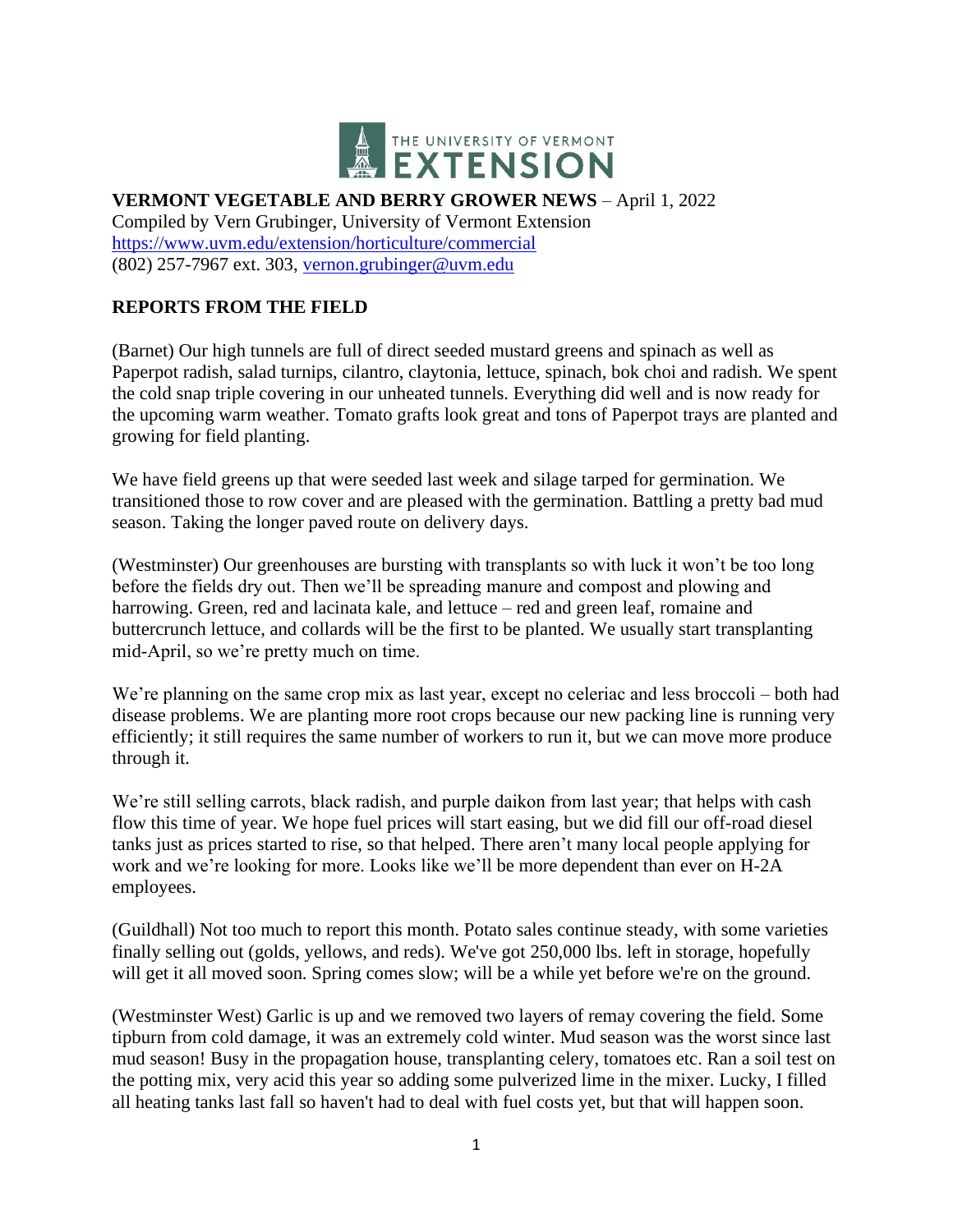THE UNIVERSITY OF VERMONT EXTENSION

**VERMONT VEGETABLE AND BERRY GROWER NEWS** – April 1, 2022
Compiled by Vern Grubinger, University of Vermont Extension
https://www.uvm.edu/extension/horticulture/commercial
(802) 257-7967 ext. 303, vernon.grubinger@uvm.edu

## REPORTS FROM THE FIELD

(Barnet) Our high tunnels are full of direct seeded mustard greens and spinach as well as Paperpot radish, salad turnips, cilantro, claytonia, lettuce, spinach, bok choi and radish. We spent the cold snap triple covering in our unheated tunnels. Everything did well and is now ready for the upcoming warm weather. Tomato grafts look great and tons of Paperpot trays are planted and growing for field planting.

We have field greens up that were seeded last week and silage tarped for germination. We transitioned those to row cover and are pleased with the germination. Battling a pretty bad mud season. Taking the longer paved route on delivery days.

(Westminster) Our greenhouses are bursting with transplants so with luck it won't be too long before the fields dry out. Then we'll be spreading manure and compost and plowing and harrowing. Green, red and lacinata kale, and lettuce – red and green leaf, romaine and buttercrunch lettuce, and collards will be the first to be planted. We usually start transplanting mid-April, so we're pretty much on time.

We're planning on the same crop mix as last year, except no celeriac and less broccoli – both had disease problems. We are planting more root crops because our new packing line is running very efficiently; it still requires the same number of workers to run it, but we can move more produce through it.

We're still selling carrots, black radish, and purple daikon from last year; that helps with cash flow this time of year. We hope fuel prices will start easing, but we did fill our off-road diesel tanks just as prices started to rise, so that helped. There aren't many local people applying for work and we're looking for more. Looks like we'll be more dependent than ever on H-2A employees.

(Guildhall) Not too much to report this month. Potato sales continue steady, with some varieties finally selling out (golds, yellows, and reds). We've got 250,000 lbs. left in storage, hopefully will get it all moved soon. Spring comes slow; will be a while yet before we're on the ground.

(Westminster West) Garlic is up and we removed two layers of remay covering the field. Some tipburn from cold damage, it was an extremely cold winter. Mud season was the worst since last mud season! Busy in the propagation house, transplanting celery, tomatoes etc. Ran a soil test on the potting mix, very acid this year so adding some pulverized lime in the mixer. Lucky, I filled all heating tanks last fall so haven't had to deal with fuel costs yet, but that will happen soon.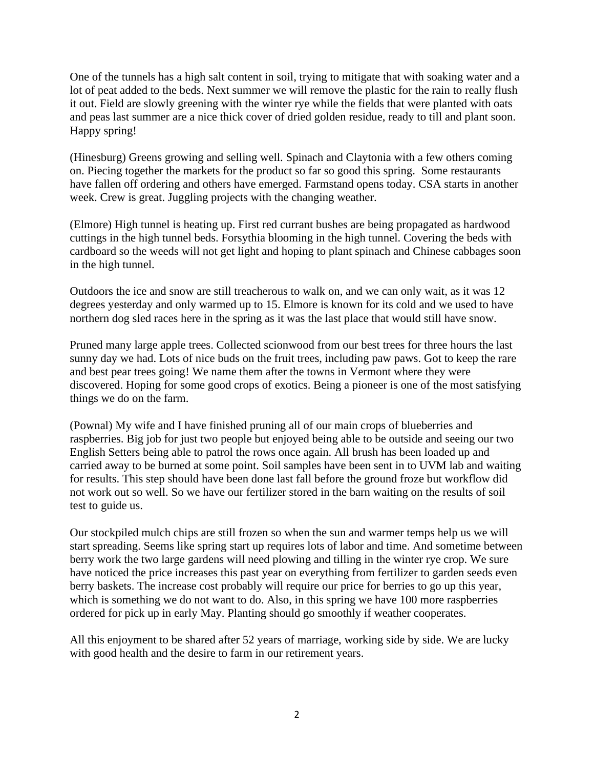One of the tunnels has a high salt content in soil, trying to mitigate that with soaking water and a lot of peat added to the beds. Next summer we will remove the plastic for the rain to really flush it out. Field are slowly greening with the winter rye while the fields that were planted with oats and peas last summer are a nice thick cover of dried golden residue, ready to till and plant soon. Happy spring!

(Hinesburg) Greens growing and selling well. Spinach and Claytonia with a few others coming on. Piecing together the markets for the product so far so good this spring. Some restaurants have fallen off ordering and others have emerged. Farmstand opens today. CSA starts in another week. Crew is great. Juggling projects with the changing weather.

(Elmore) High tunnel is heating up. First red currant bushes are being propagated as hardwood cuttings in the high tunnel beds. Forsythia blooming in the high tunnel. Covering the beds with cardboard so the weeds will not get light and hoping to plant spinach and Chinese cabbages soon in the high tunnel.

Outdoors the ice and snow are still treacherous to walk on, and we can only wait, as it was 12 degrees yesterday and only warmed up to 15. Elmore is known for its cold and we used to have northern dog sled races here in the spring as it was the last place that would still have snow.

Pruned many large apple trees. Collected scionwood from our best trees for three hours the last sunny day we had. Lots of nice buds on the fruit trees, including paw paws. Got to keep the rare and best pear trees going! We name them after the towns in Vermont where they were discovered. Hoping for some good crops of exotics. Being a pioneer is one of the most satisfying things we do on the farm.

(Pownal) My wife and I have finished pruning all of our main crops of blueberries and raspberries. Big job for just two people but enjoyed being able to be outside and seeing our two English Setters being able to patrol the rows once again. All brush has been loaded up and carried away to be burned at some point. Soil samples have been sent in to UVM lab and waiting for results. This step should have been done last fall before the ground froze but workflow did not work out so well. So we have our fertilizer stored in the barn waiting on the results of soil test to guide us.

Our stockpiled mulch chips are still frozen so when the sun and warmer temps help us we will start spreading. Seems like spring start up requires lots of labor and time. And sometime between berry work the two large gardens will need plowing and tilling in the winter rye crop. We sure have noticed the price increases this past year on everything from fertilizer to garden seeds even berry baskets. The increase cost probably will require our price for berries to go up this year, which is something we do not want to do. Also, in this spring we have 100 more raspberries ordered for pick up in early May. Planting should go smoothly if weather cooperates.

All this enjoyment to be shared after 52 years of marriage, working side by side. We are lucky with good health and the desire to farm in our retirement years.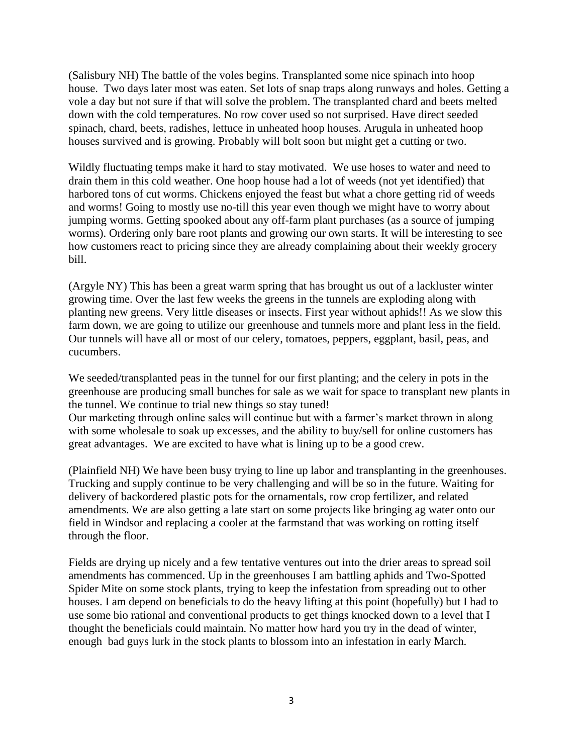(Salisbury NH) The battle of the voles begins. Transplanted some nice spinach into hoop house. Two days later most was eaten. Set lots of snap traps along runways and holes. Getting a vole a day but not sure if that will solve the problem. The transplanted chard and beets melted down with the cold temperatures. No row cover used so not surprised. Have direct seeded spinach, chard, beets, radishes, lettuce in unheated hoop houses. Arugula in unheated hoop houses survived and is growing. Probably will bolt soon but might get a cutting or two.

Wildly fluctuating temps make it hard to stay motivated. We use hoses to water and need to drain them in this cold weather. One hoop house had a lot of weeds (not yet identified) that harbored tons of cut worms. Chickens enjoyed the feast but what a chore getting rid of weeds and worms! Going to mostly use no-till this year even though we might have to worry about jumping worms. Getting spooked about any off-farm plant purchases (as a source of jumping worms). Ordering only bare root plants and growing our own starts. It will be interesting to see how customers react to pricing since they are already complaining about their weekly grocery bill.

(Argyle NY) This has been a great warm spring that has brought us out of a lackluster winter growing time. Over the last few weeks the greens in the tunnels are exploding along with planting new greens. Very little diseases or insects. First year without aphids!! As we slow this farm down, we are going to utilize our greenhouse and tunnels more and plant less in the field. Our tunnels will have all or most of our celery, tomatoes, peppers, eggplant, basil, peas, and cucumbers.

We seeded/transplanted peas in the tunnel for our first planting; and the celery in pots in the greenhouse are producing small bunches for sale as we wait for space to transplant new plants in the tunnel. We continue to trial new things so stay tuned!
Our marketing through online sales will continue but with a farmer's market thrown in along with some wholesale to soak up excesses, and the ability to buy/sell for online customers has great advantages. We are excited to have what is lining up to be a good crew.

(Plainfield NH) We have been busy trying to line up labor and transplanting in the greenhouses. Trucking and supply continue to be very challenging and will be so in the future. Waiting for delivery of backordered plastic pots for the ornamentals, row crop fertilizer, and related amendments. We are also getting a late start on some projects like bringing ag water onto our field in Windsor and replacing a cooler at the farmstand that was working on rotting itself through the floor.

Fields are drying up nicely and a few tentative ventures out into the drier areas to spread soil amendments has commenced. Up in the greenhouses I am battling aphids and Two-Spotted Spider Mite on some stock plants, trying to keep the infestation from spreading out to other houses. I am depend on beneficials to do the heavy lifting at this point (hopefully) but I had to use some bio rational and conventional products to get things knocked down to a level that I thought the beneficials could maintain. No matter how hard you try in the dead of winter, enough bad guys lurk in the stock plants to blossom into an infestation in early March.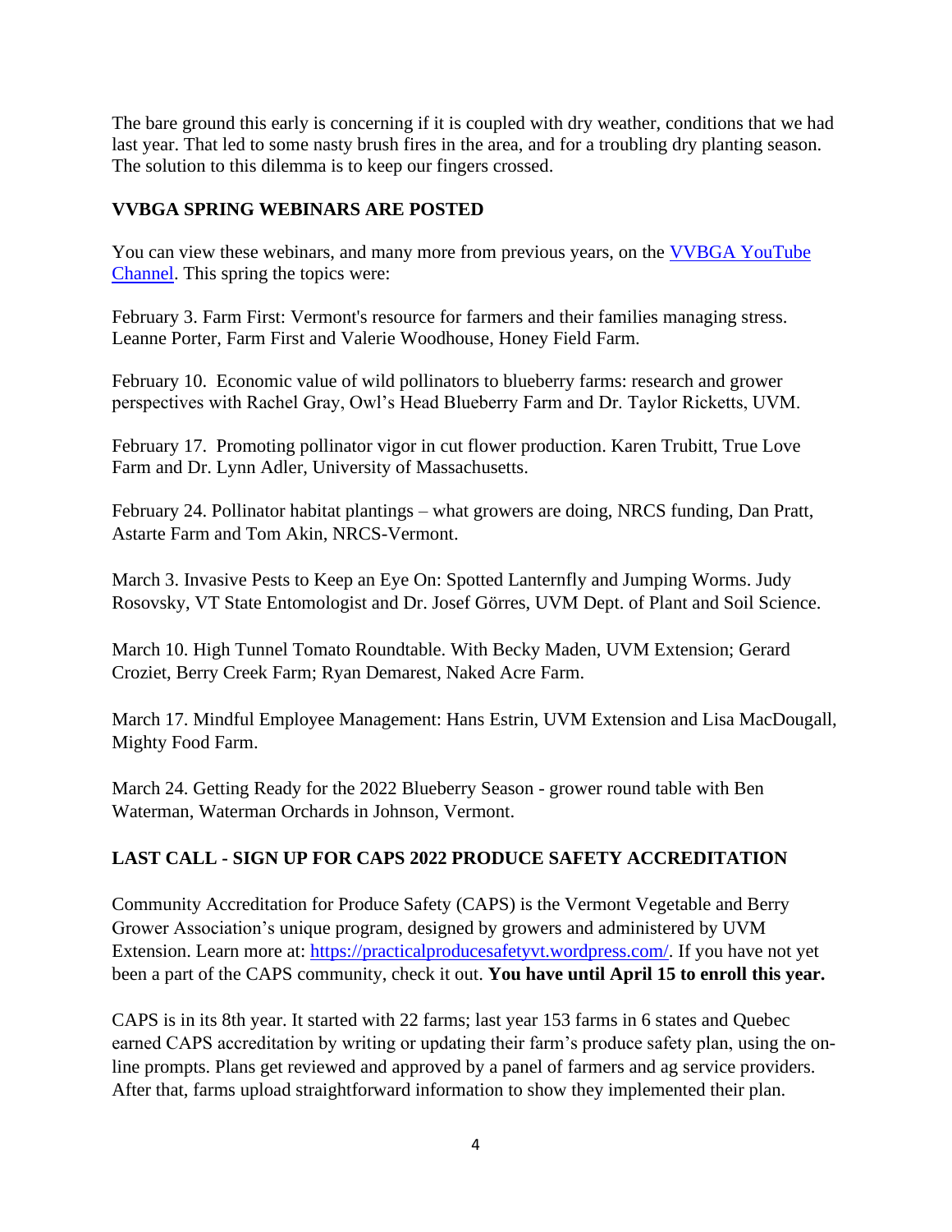The bare ground this early is concerning if it is coupled with dry weather, conditions that we had last year. That led to some nasty brush fires in the area, and for a troubling dry planting season. The solution to this dilemma is to keep our fingers crossed.

**VVBGA SPRING WEBINARS ARE POSTED**

You can view these webinars, and many more from previous years, on the [VVBGA YouTube Channel](). This spring the topics were:

February 3. Farm First: Vermont's resource for farmers and their families managing stress. Leanne Porter, Farm First and Valerie Woodhouse, Honey Field Farm.

February 10. Economic value of wild pollinators to blueberry farms: research and grower perspectives with Rachel Gray, Owl's Head Blueberry Farm and Dr. Taylor Ricketts, UVM.

February 17. Promoting pollinator vigor in cut flower production. Karen Trubitt, True Love Farm and Dr. Lynn Adler, University of Massachusetts.

February 24. Pollinator habitat plantings – what growers are doing, NRCS funding, Dan Pratt, Astarte Farm and Tom Akin, NRCS-Vermont.

March 3. Invasive Pests to Keep an Eye On: Spotted Lanternfly and Jumping Worms. Judy Rosovsky, VT State Entomologist and Dr. Josef Görres, UVM Dept. of Plant and Soil Science.

March 10. High Tunnel Tomato Roundtable. With Becky Maden, UVM Extension; Gerard Croziet, Berry Creek Farm; Ryan Demarest, Naked Acre Farm.

March 17. Mindful Employee Management: Hans Estrin, UVM Extension and Lisa MacDougall, Mighty Food Farm.

March 24. Getting Ready for the 2022 Blueberry Season - grower round table with Ben Waterman, Waterman Orchards in Johnson, Vermont.

**LAST CALL - SIGN UP FOR CAPS 2022 PRODUCE SAFETY ACCREDITATION**

Community Accreditation for Produce Safety (CAPS) is the Vermont Vegetable and Berry Grower Association's unique program, designed by growers and administered by UVM Extension. Learn more at: [https://practicalproducesafetyvt.wordpress.com/](https://practicalproducesafetyvt.wordpress.com/). If you have not yet been a part of the CAPS community, check it out. **You have until April 15 to enroll this year.**

CAPS is in its 8th year. It started with 22 farms; last year 153 farms in 6 states and Quebec earned CAPS accreditation by writing or updating their farm's produce safety plan, using the on-line prompts. Plans get reviewed and approved by a panel of farmers and ag service providers. After that, farms upload straightforward information to show they implemented their plan.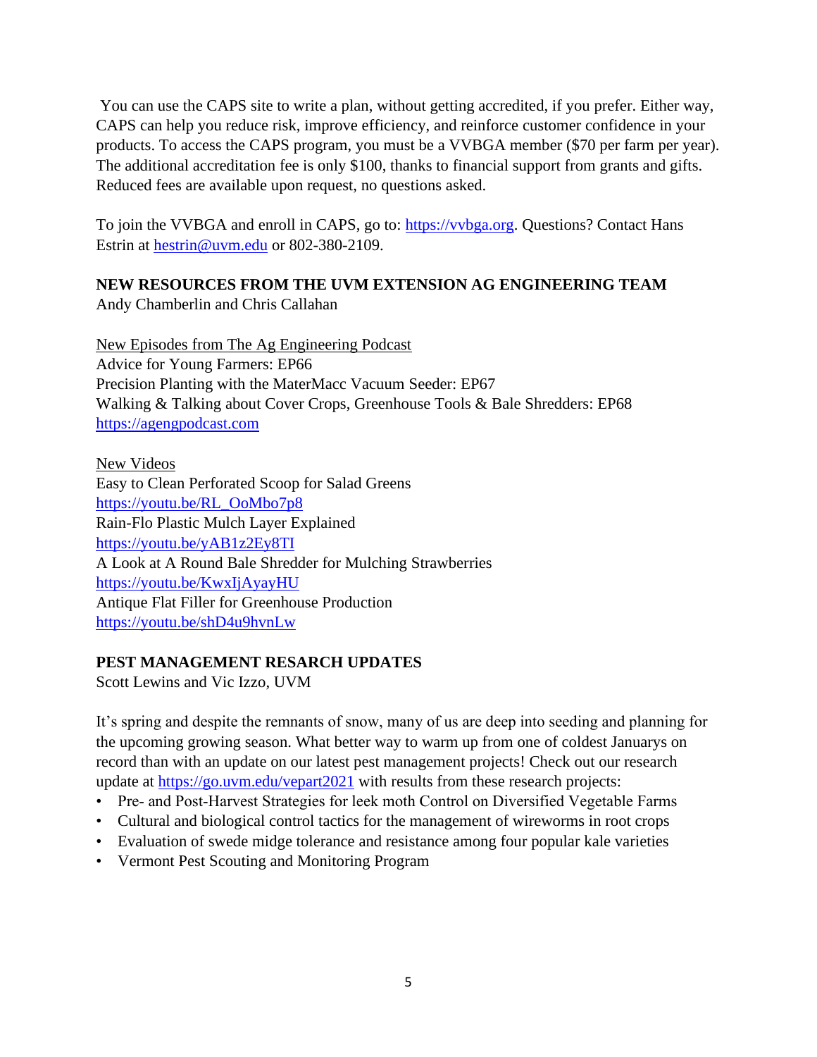You can use the CAPS site to write a plan, without getting accredited, if you prefer. Either way, CAPS can help you reduce risk, improve efficiency, and reinforce customer confidence in your products. To access the CAPS program, you must be a VVBGA member ($70 per farm per year). The additional accreditation fee is only $100, thanks to financial support from grants and gifts. Reduced fees are available upon request, no questions asked.

To join the VVBGA and enroll in CAPS, go to: https://vvbga.org. Questions? Contact Hans Estrin at hestrin@uvm.edu or 802-380-2109.

## NEW RESOURCES FROM THE UVM EXTENSION AG ENGINEERING TEAM

Andy Chamberlin and Chris Callahan

New Episodes from The Ag Engineering Podcast
Advice for Young Farmers: EP66
Precision Planting with the MaterMacc Vacuum Seeder: EP67
Walking & Talking about Cover Crops, Greenhouse Tools & Bale Shredders: EP68
https://agengpodcast.com

New Videos
Easy to Clean Perforated Scoop for Salad Greens
https://youtu.be/RL_OoMbo7p8
Rain-Flo Plastic Mulch Layer Explained
https://youtu.be/yAB1z2Ey8TI
A Look at A Round Bale Shredder for Mulching Strawberries
https://youtu.be/KwxIjAyayHU
Antique Flat Filler for Greenhouse Production
https://youtu.be/shD4u9hvnLw

## PEST MANAGEMENT RESARCH UPDATES

Scott Lewins and Vic Izzo, UVM

It's spring and despite the remnants of snow, many of us are deep into seeding and planning for the upcoming growing season. What better way to warm up from one of coldest Januarys on record than with an update on our latest pest management projects! Check out our research update at https://go.uvm.edu/vepart2021 with results from these research projects:

- Pre- and Post-Harvest Strategies for leek moth Control on Diversified Vegetable Farms
- Cultural and biological control tactics for the management of wireworms in root crops
- Evaluation of swede midge tolerance and resistance among four popular kale varieties
- Vermont Pest Scouting and Monitoring Program